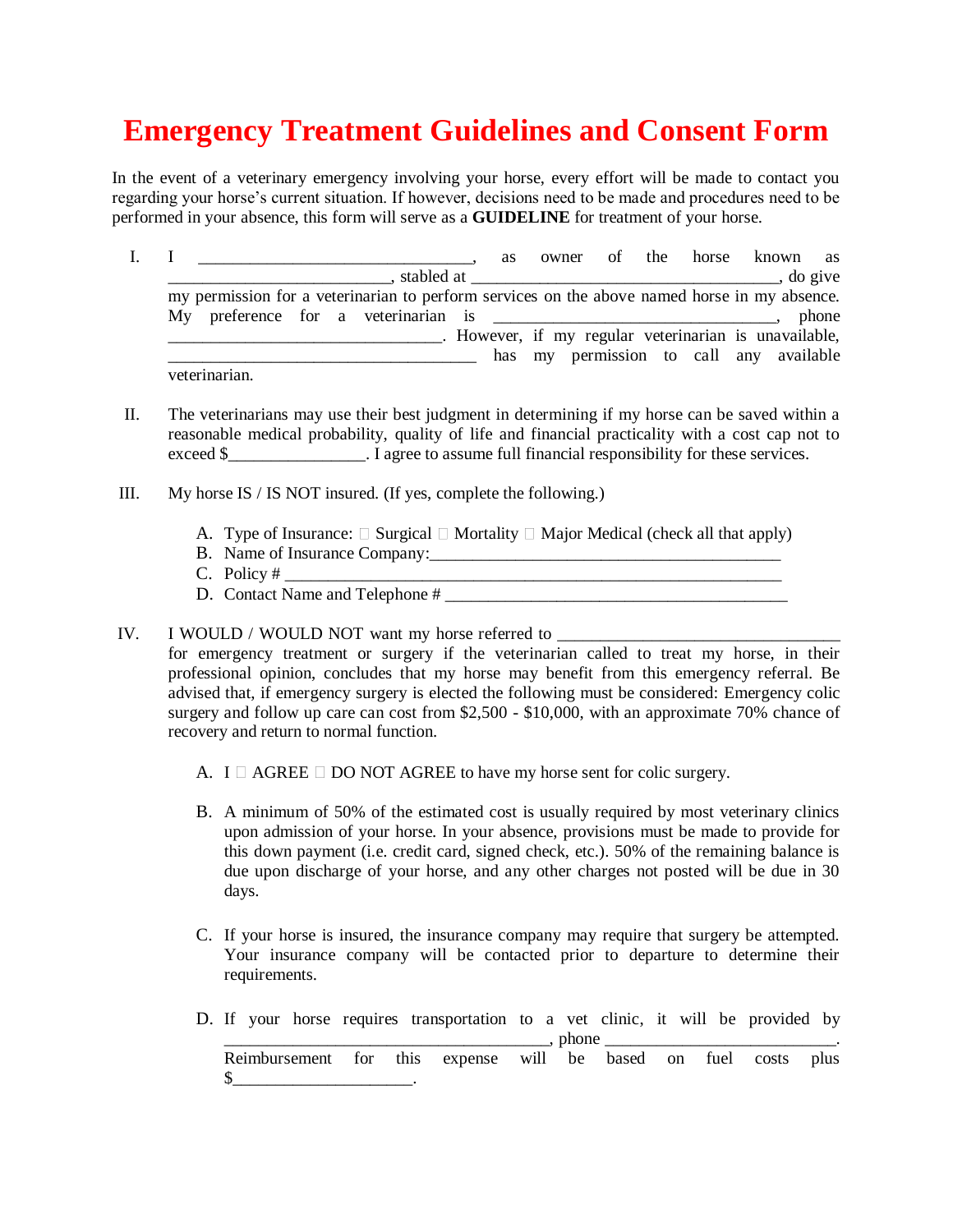# Emergency Treatment Guidelines and Consent Form

In the event of a veterinary emergency involving your horse, every effort will be made to contact you regarding your horse's current situation. If however, decisions need to be made and procedures need to be performed in your absence, this form will serve as a **GUIDELINE** for treatment of your horse.

I. I ________________________________, as owner of the horse known as _________________________, stabled at ____________________________________, do give my permission for a veterinarian to perform services on the above named horse in my absence. My preference for a veterinarian is _________________________________, phone ________________________________. However, if my regular veterinarian is unavailable, ____________________________________ has my permission to call any available veterinarian.

II. The veterinarians may use their best judgment in determining if my horse can be saved within a reasonable medical probability, quality of life and financial practicality with a cost cap not to exceed $________________. I agree to assume full financial responsibility for these services.

III. My horse IS / IS NOT insured. (If yes, complete the following.)

   A. Type of Insurance: ☐ Surgical ☐ Mortality ☐ Major Medical (check all that apply)
   B. Name of Insurance Company:_________________________________________
   C. Policy # __________________________________________________________
   D. Contact Name and Telephone # ________________________________________

IV. I WOULD / WOULD NOT want my horse referred to ________________________________ for emergency treatment or surgery if the veterinarian called to treat my horse, in their professional opinion, concludes that my horse may benefit from this emergency referral. Be advised that, if emergency surgery is elected the following must be considered: Emergency colic surgery and follow up care can cost from $2,500 - $10,000, with an approximate 70% chance of recovery and return to normal function.

   A. I ☐ AGREE ☐ DO NOT AGREE to have my horse sent for colic surgery.

   B. A minimum of 50% of the estimated cost is usually required by most veterinary clinics upon admission of your horse. In your absence, provisions must be made to provide for this down payment (i.e. credit card, signed check, etc.). 50% of the remaining balance is due upon discharge of your horse, and any other charges not posted will be due in 30 days.

   C. If your horse is insured, the insurance company may require that surgery be attempted. Your insurance company will be contacted prior to departure to determine their requirements.

   D. If your horse requires transportation to a vet clinic, it will be provided by ____________________________________, phone __________________________. Reimbursement for this expense will be based on fuel costs plus $_____________________.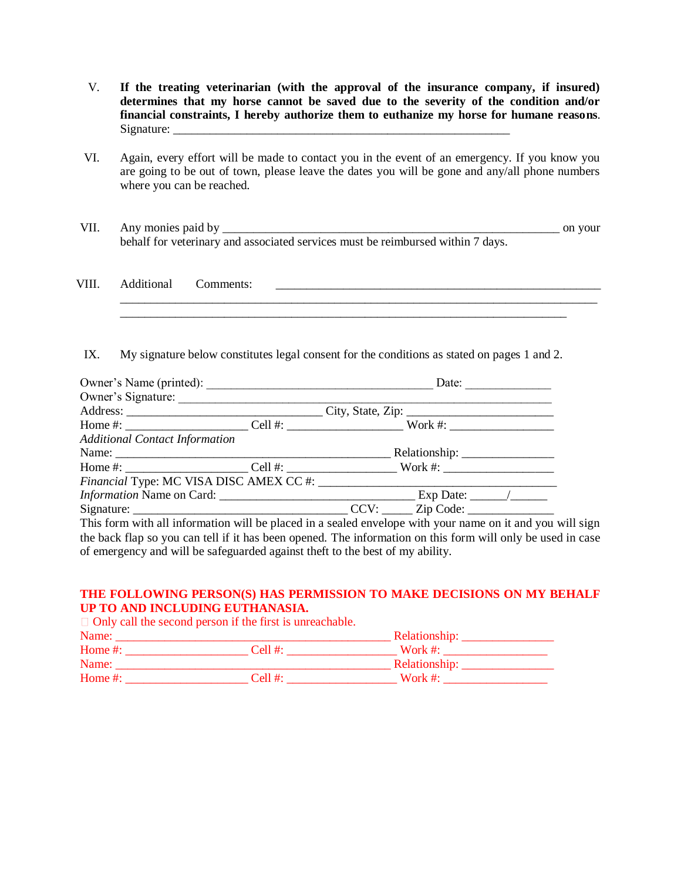V. **If the treating veterinarian (with the approval of the insurance company, if insured) determines that my horse cannot be saved due to the severity of the condition and/or financial constraints, I hereby authorize them to euthanize my horse for humane reasons**. Signature: ___________________________________________________________

VI. Again, every effort will be made to contact you in the event of an emergency. If you know you are going to be out of town, please leave the dates you will be gone and any/all phone numbers where you can be reached.

VII. Any monies paid by ___________________________________________________________ on your behalf for veterinary and associated services must be reimbursed within 7 days.

VIII. Additional Comments: ___________________________________________________________
_____________________________________________________________________________________
_________________________________________________________________________________

IX. My signature below constitutes legal consent for the conditions as stated on pages 1 and 2.

Owner's Name (printed): ________________________________________ Date: ______________
Owner's Signature: ___________________________________________________________________
Address: __________________________________ City, State, Zip: ________________________
Home #: ____________________ Cell #: ___________________ Work #: _________________
*Additional Contact Information*
Name: ______________________________________________ Relationship: _______________
Home #: ____________________ Cell #: __________________ Work #: __________________
*Financial* Type: MC VISA DISC AMEX CC #: __________________________________________
*Information* Name on Card: ________________________________ Exp Date: ______/______
Signature: ___________________________ CCV: _____ Zip Code: ______________
This form with all information will be placed in a sealed envelope with your name on it and you will sign the back flap so you can tell if it has been opened. The information on this form will only be used in case of emergency and will be safeguarded against theft to the best of my ability.

**THE FOLLOWING PERSON(S) HAS PERMISSION TO MAKE DECISIONS ON MY BEHALF UP TO AND INCLUDING EUTHANASIA.**

☐ Only call the second person if the first is unreachable.

Name: ______________________________________________ Relationship: _______________
Home #: ____________________ Cell #: __________________ Work #: _________________
Name: ______________________________________________ Relationship: _______________
Home #: ____________________ Cell #: __________________ Work #: _________________